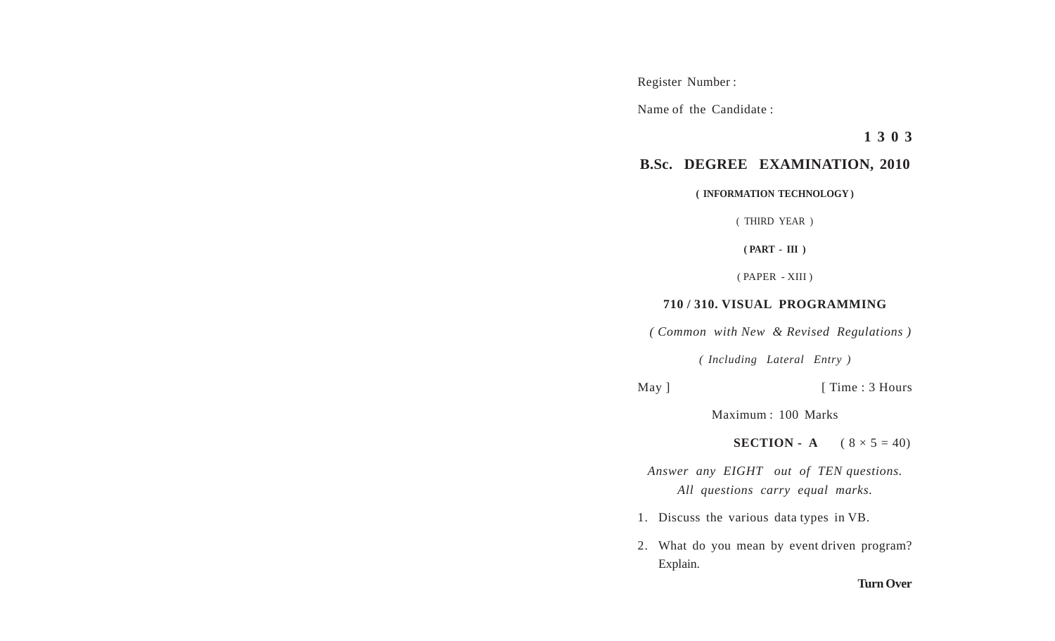Register Number :

Name of the Candidate :

**1 3 0 3**

# B.Sc. DEGREE EXAMINATION, 2010

**( INFORMATION TECHNOLOGY )**

( THIRD YEAR )

**( PART - III )**

( PAPER - XIII )

## 710 / 310. VISUAL PROGRAMMING

*( Common with New & Revised Regulations )*

*( Including Lateral Entry )*

May ] [ Time : 3 Hours

Maximum : 100 Marks

**SECTION - A** ( $8 \times 5 = 40$)

*Answer any EIGHT out of TEN questions.*
*All questions carry equal marks.*

1. Discuss the various data types in VB.

2. What do you mean by event driven program? Explain.

**Turn Over**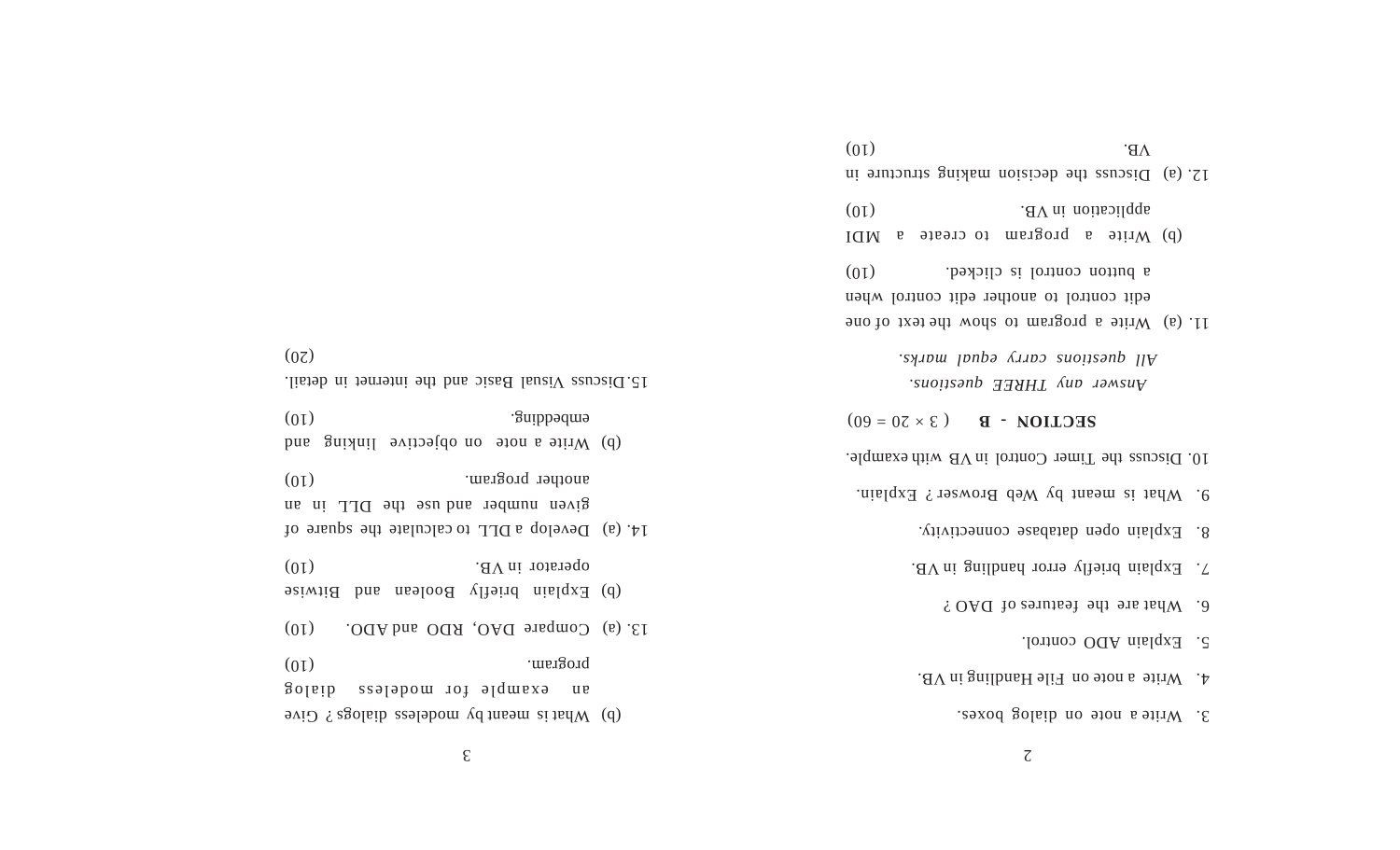3. Write a note on dialog boxes.

4. Write a note on File Handling in VB.

5. Explain ADO control.

6. What are the features of DAO ?

7. Explain briefly error handling in VB.

8. Explain open database connectivity.

9. What is meant by Web Browser ? Explain.

10. Discuss the Timer Control in VB with example.

**SECTION - B** ( 3 × 20 = 60)

*Answer any THREE questions.*

*All questions carry equal marks.*

11. (a) Write a program to show the text of one edit control to another edit control when a button control is clicked. (10)

    (b) Write a program to create a MDI application in VB. (10)

12. (a) Discuss the decision making structure in VB. (10)

    (b) What is meant by modeless dialogs ? Give an example for modeless dialog program. (10)

13. (a) Compare DAO, RDO and ADO. (10)

    (b) Explain briefly Boolean and Bitwise operator in VB. (10)

14. (a) Develop a DLL to calculate the square of given number and use the DLL in an another program. (10)

    (b) Write a note on objective linking and embedding. (10)

15. Discuss Visual Basic and the internet in detail. (20)